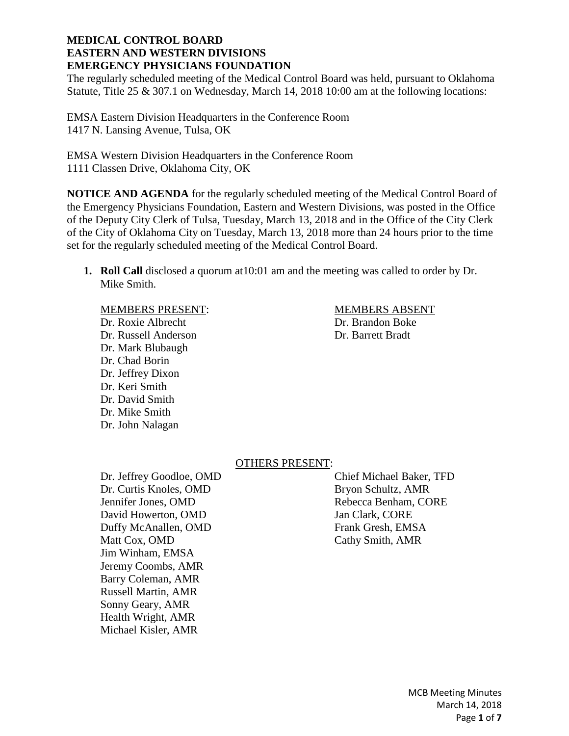**MEDICAL CONTROL BOARD**
**EASTERN AND WESTERN DIVISIONS**
**EMERGENCY PHYSICIANS FOUNDATION**

The regularly scheduled meeting of the Medical Control Board was held, pursuant to Oklahoma Statute, Title 25 & 307.1 on Wednesday, March 14, 2018 10:00 am at the following locations:

EMSA Eastern Division Headquarters in the Conference Room
1417 N. Lansing Avenue, Tulsa, OK

EMSA Western Division Headquarters in the Conference Room
1111 Classen Drive, Oklahoma City, OK

**NOTICE AND AGENDA** for the regularly scheduled meeting of the Medical Control Board of the Emergency Physicians Foundation, Eastern and Western Divisions, was posted in the Office of the Deputy City Clerk of Tulsa, Tuesday, March 13, 2018 and in the Office of the City Clerk of the City of Oklahoma City on Tuesday, March 13, 2018 more than 24 hours prior to the time set for the regularly scheduled meeting of the Medical Control Board.

1. **Roll Call** disclosed a quorum at10:01 am and the meeting was called to order by Dr. Mike Smith.

MEMBERS PRESENT:
Dr. Roxie Albrecht
Dr. Russell Anderson
Dr. Mark Blubaugh
Dr. Chad Borin
Dr. Jeffrey Dixon
Dr. Keri Smith
Dr. David Smith
Dr. Mike Smith
Dr. John Nalagan

MEMBERS ABSENT
Dr. Brandon Boke
Dr. Barrett Bradt

OTHERS PRESENT:

Dr. Jeffrey Goodloe, OMD
Dr. Curtis Knoles, OMD
Jennifer Jones, OMD
David Howerton, OMD
Duffy McAnallen, OMD
Matt Cox, OMD
Jim Winham, EMSA
Jeremy Coombs, AMR
Barry Coleman, AMR
Russell Martin, AMR
Sonny Geary, AMR
Health Wright, AMR
Michael Kisler, AMR

Chief Michael Baker, TFD
Bryon Schultz, AMR
Rebecca Benham, CORE
Jan Clark, CORE
Frank Gresh, EMSA
Cathy Smith, AMR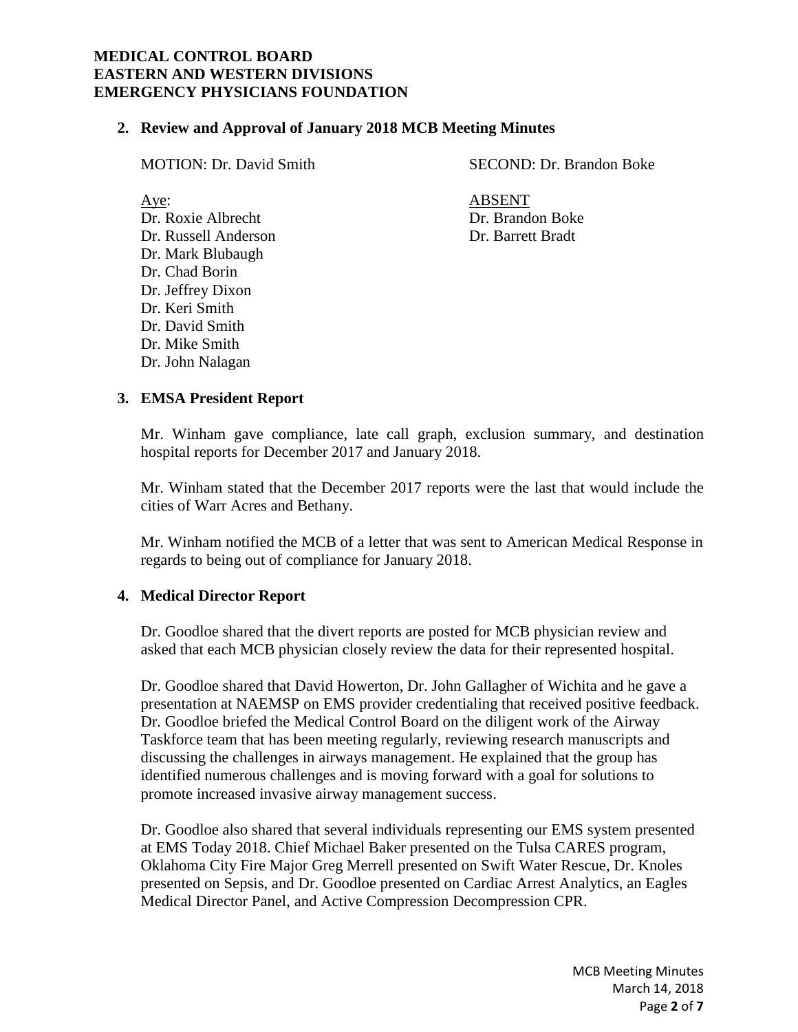## 2. Review and Approval of January 2018 MCB Meeting Minutes

MOTION: Dr. David Smith

SECOND: Dr. Brandon Boke

Aye:
Dr. Roxie Albrecht
Dr. Russell Anderson
Dr. Mark Blubaugh
Dr. Chad Borin
Dr. Jeffrey Dixon
Dr. Keri Smith
Dr. David Smith
Dr. Mike Smith
Dr. John Nalagan

ABSENT
Dr. Brandon Boke
Dr. Barrett Bradt

## 3. EMSA President Report

Mr. Winham gave compliance, late call graph, exclusion summary, and destination hospital reports for December 2017 and January 2018.

Mr. Winham stated that the December 2017 reports were the last that would include the cities of Warr Acres and Bethany.

Mr. Winham notified the MCB of a letter that was sent to American Medical Response in regards to being out of compliance for January 2018.

## 4. Medical Director Report

Dr. Goodloe shared that the divert reports are posted for MCB physician review and asked that each MCB physician closely review the data for their represented hospital.

Dr. Goodloe shared that David Howerton, Dr. John Gallagher of Wichita and he gave a presentation at NAEMSP on EMS provider credentialing that received positive feedback. Dr. Goodloe briefed the Medical Control Board on the diligent work of the Airway Taskforce team that has been meeting regularly, reviewing research manuscripts and discussing the challenges in airways management. He explained that the group has identified numerous challenges and is moving forward with a goal for solutions to promote increased invasive airway management success.

Dr. Goodloe also shared that several individuals representing our EMS system presented at EMS Today 2018. Chief Michael Baker presented on the Tulsa CARES program, Oklahoma City Fire Major Greg Merrell presented on Swift Water Rescue, Dr. Knoles presented on Sepsis, and Dr. Goodloe presented on Cardiac Arrest Analytics, an Eagles Medical Director Panel, and Active Compression Decompression CPR.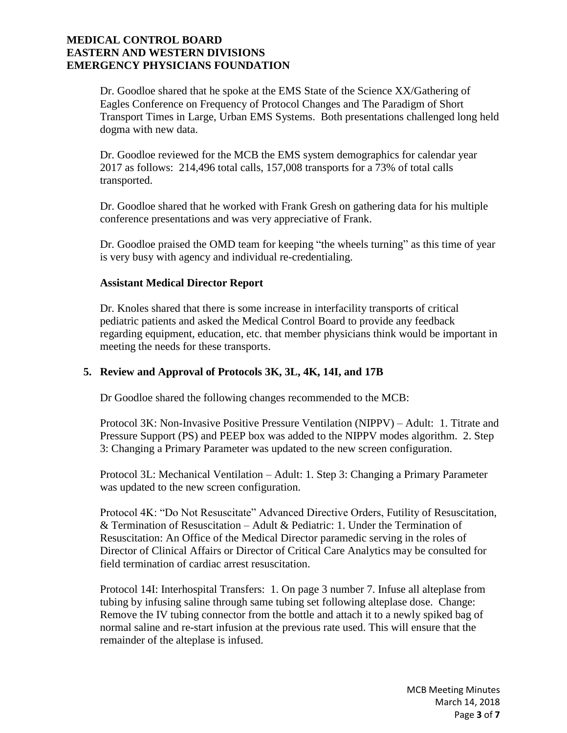Dr. Goodloe shared that he spoke at the EMS State of the Science XX/Gathering of Eagles Conference on Frequency of Protocol Changes and The Paradigm of Short Transport Times in Large, Urban EMS Systems. Both presentations challenged long held dogma with new data.

Dr. Goodloe reviewed for the MCB the EMS system demographics for calendar year 2017 as follows: 214,496 total calls, 157,008 transports for a 73% of total calls transported.

Dr. Goodloe shared that he worked with Frank Gresh on gathering data for his multiple conference presentations and was very appreciative of Frank.

Dr. Goodloe praised the OMD team for keeping "the wheels turning" as this time of year is very busy with agency and individual re-credentialing.

**Assistant Medical Director Report**

Dr. Knoles shared that there is some increase in interfacility transports of critical pediatric patients and asked the Medical Control Board to provide any feedback regarding equipment, education, etc. that member physicians think would be important in meeting the needs for these transports.

## 5. Review and Approval of Protocols 3K, 3L, 4K, 14I, and 17B

Dr Goodloe shared the following changes recommended to the MCB:

Protocol 3K: Non-Invasive Positive Pressure Ventilation (NIPPV) – Adult: 1. Titrate and Pressure Support (PS) and PEEP box was added to the NIPPV modes algorithm. 2. Step 3: Changing a Primary Parameter was updated to the new screen configuration.

Protocol 3L: Mechanical Ventilation – Adult: 1. Step 3: Changing a Primary Parameter was updated to the new screen configuration.

Protocol 4K: "Do Not Resuscitate" Advanced Directive Orders, Futility of Resuscitation, & Termination of Resuscitation – Adult & Pediatric: 1. Under the Termination of Resuscitation: An Office of the Medical Director paramedic serving in the roles of Director of Clinical Affairs or Director of Critical Care Analytics may be consulted for field termination of cardiac arrest resuscitation.

Protocol 14I: Interhospital Transfers: 1. On page 3 number 7. Infuse all alteplase from tubing by infusing saline through same tubing set following alteplase dose. Change: Remove the IV tubing connector from the bottle and attach it to a newly spiked bag of normal saline and re-start infusion at the previous rate used. This will ensure that the remainder of the alteplase is infused.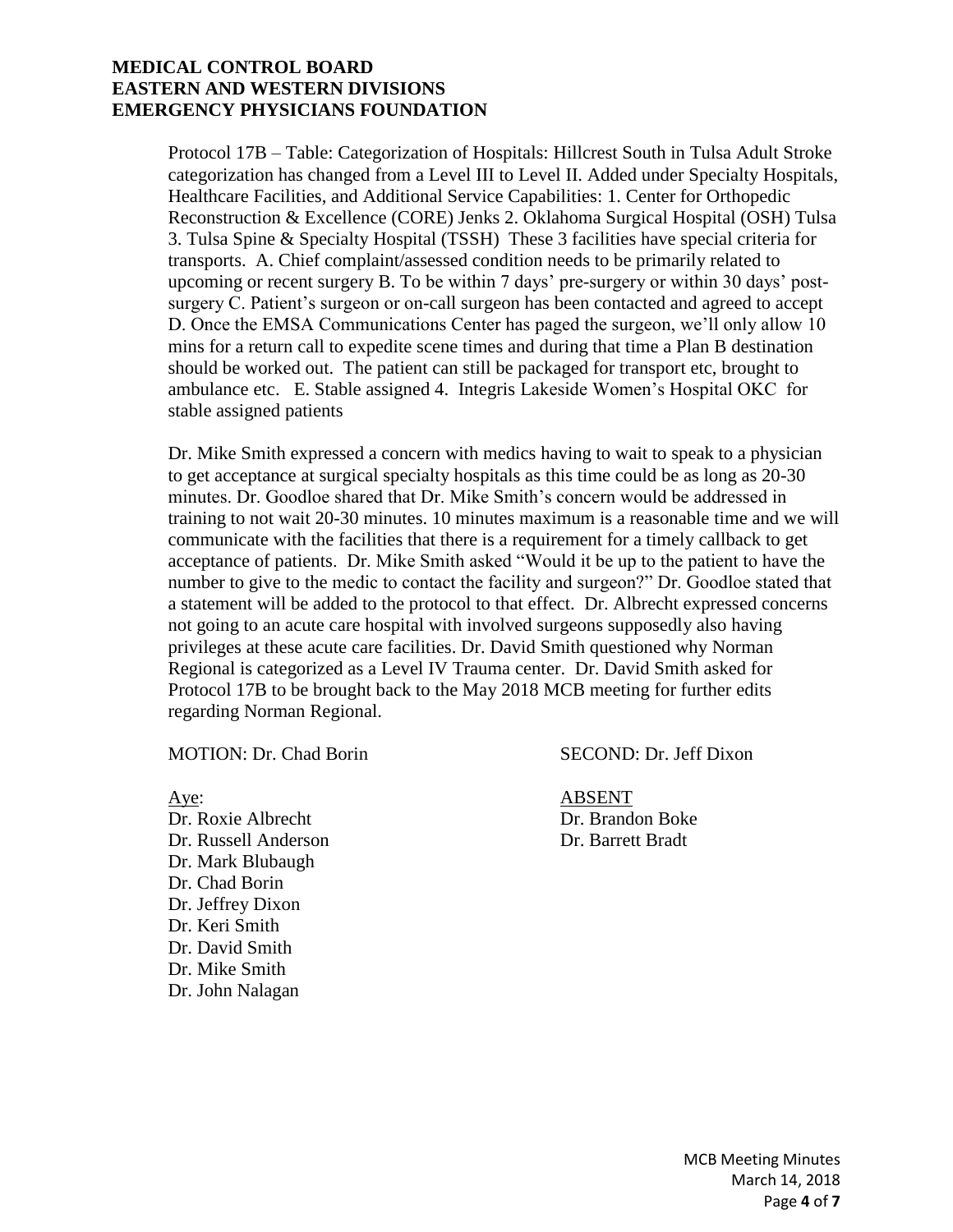Protocol 17B – Table: Categorization of Hospitals: Hillcrest South in Tulsa Adult Stroke categorization has changed from a Level III to Level II. Added under Specialty Hospitals, Healthcare Facilities, and Additional Service Capabilities: 1. Center for Orthopedic Reconstruction & Excellence (CORE) Jenks 2. Oklahoma Surgical Hospital (OSH) Tulsa 3. Tulsa Spine & Specialty Hospital (TSSH) These 3 facilities have special criteria for transports. A. Chief complaint/assessed condition needs to be primarily related to upcoming or recent surgery B. To be within 7 days' pre-surgery or within 30 days' post-surgery C. Patient's surgeon or on-call surgeon has been contacted and agreed to accept D. Once the EMSA Communications Center has paged the surgeon, we'll only allow 10 mins for a return call to expedite scene times and during that time a Plan B destination should be worked out. The patient can still be packaged for transport etc, brought to ambulance etc. E. Stable assigned 4. Integris Lakeside Women's Hospital OKC for stable assigned patients

Dr. Mike Smith expressed a concern with medics having to wait to speak to a physician to get acceptance at surgical specialty hospitals as this time could be as long as 20-30 minutes. Dr. Goodloe shared that Dr. Mike Smith's concern would be addressed in training to not wait 20-30 minutes. 10 minutes maximum is a reasonable time and we will communicate with the facilities that there is a requirement for a timely callback to get acceptance of patients. Dr. Mike Smith asked "Would it be up to the patient to have the number to give to the medic to contact the facility and surgeon?" Dr. Goodloe stated that a statement will be added to the protocol to that effect. Dr. Albrecht expressed concerns not going to an acute care hospital with involved surgeons supposedly also having privileges at these acute care facilities. Dr. David Smith questioned why Norman Regional is categorized as a Level IV Trauma center. Dr. David Smith asked for Protocol 17B to be brought back to the May 2018 MCB meeting for further edits regarding Norman Regional.

MOTION: Dr. Chad Borin

SECOND: Dr. Jeff Dixon

Aye:
Dr. Roxie Albrecht
Dr. Russell Anderson
Dr. Mark Blubaugh
Dr. Chad Borin
Dr. Jeffrey Dixon
Dr. Keri Smith
Dr. David Smith
Dr. Mike Smith
Dr. John Nalagan

ABSENT
Dr. Brandon Boke
Dr. Barrett Bradt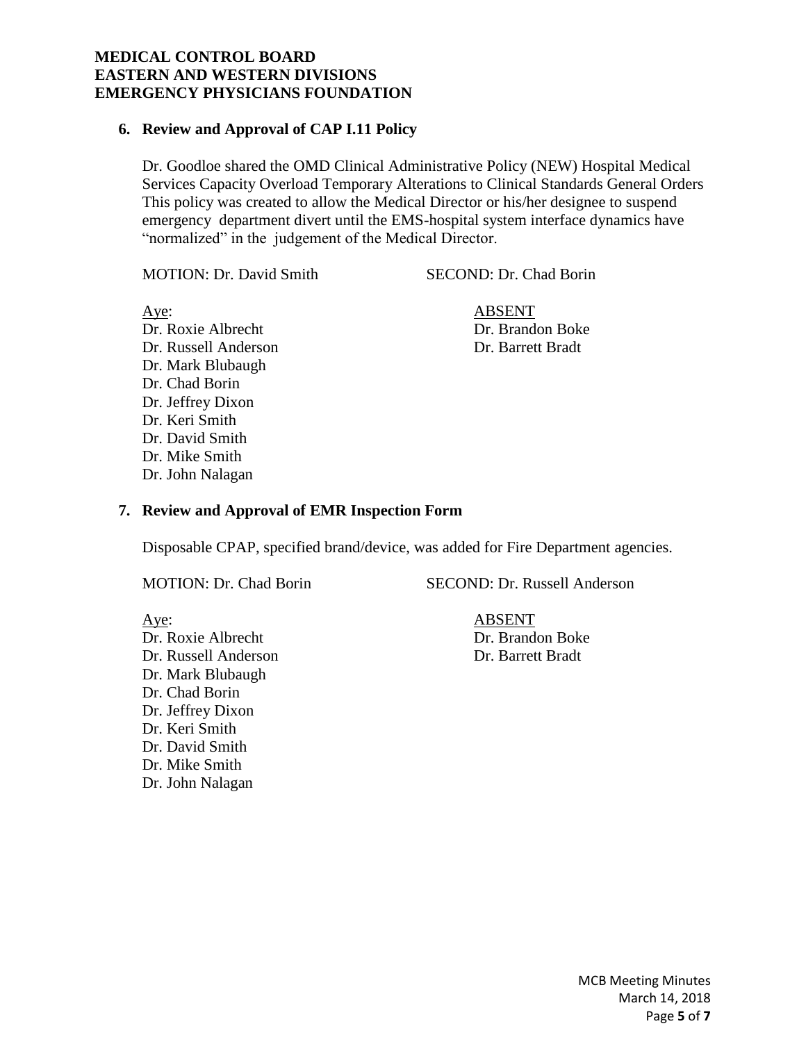**MEDICAL CONTROL BOARD**
**EASTERN AND WESTERN DIVISIONS**
**EMERGENCY PHYSICIANS FOUNDATION**

**6. Review and Approval of CAP I.11 Policy**

Dr. Goodloe shared the OMD Clinical Administrative Policy (NEW) Hospital Medical Services Capacity Overload Temporary Alterations to Clinical Standards General Orders This policy was created to allow the Medical Director or his/her designee to suspend emergency department divert until the EMS-hospital system interface dynamics have "normalized" in the judgement of the Medical Director.

MOTION: Dr. David Smith SECOND: Dr. Chad Borin

| Aye: | ABSENT |
|---|---|
| Dr. Roxie Albrecht | Dr. Brandon Boke |
| Dr. Russell Anderson | Dr. Barrett Bradt |
| Dr. Mark Blubaugh | |
| Dr. Chad Borin | |
| Dr. Jeffrey Dixon | |
| Dr. Keri Smith | |
| Dr. David Smith | |
| Dr. Mike Smith | |
| Dr. John Nalagan | |

**7. Review and Approval of EMR Inspection Form**

Disposable CPAP, specified brand/device, was added for Fire Department agencies.

MOTION: Dr. Chad Borin SECOND: Dr. Russell Anderson

| Aye: | ABSENT |
|---|---|
| Dr. Roxie Albrecht | Dr. Brandon Boke |
| Dr. Russell Anderson | Dr. Barrett Bradt |
| Dr. Mark Blubaugh | |
| Dr. Chad Borin | |
| Dr. Jeffrey Dixon | |
| Dr. Keri Smith | |
| Dr. David Smith | |
| Dr. Mike Smith | |
| Dr. John Nalagan | |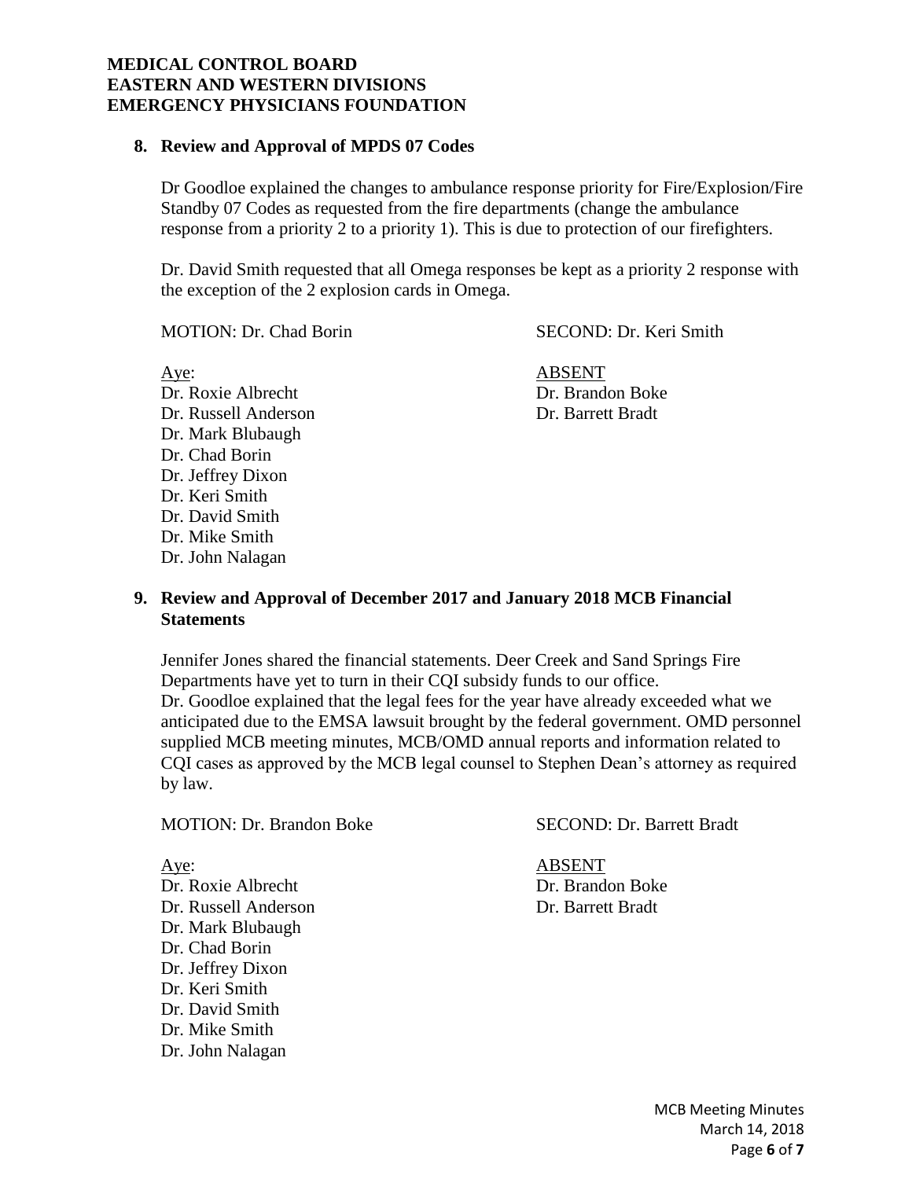**MEDICAL CONTROL BOARD**
**EASTERN AND WESTERN DIVISIONS**
**EMERGENCY PHYSICIANS FOUNDATION**

## 8. Review and Approval of MPDS 07 Codes

Dr Goodloe explained the changes to ambulance response priority for Fire/Explosion/Fire Standby 07 Codes as requested from the fire departments (change the ambulance response from a priority 2 to a priority 1). This is due to protection of our firefighters.

Dr. David Smith requested that all Omega responses be kept as a priority 2 response with the exception of the 2 explosion cards in Omega.

MOTION: Dr. Chad Borin

SECOND: Dr. Keri Smith

Aye:
Dr. Roxie Albrecht
Dr. Russell Anderson
Dr. Mark Blubaugh
Dr. Chad Borin
Dr. Jeffrey Dixon
Dr. Keri Smith
Dr. David Smith
Dr. Mike Smith
Dr. John Nalagan

ABSENT
Dr. Brandon Boke
Dr. Barrett Bradt

## 9. Review and Approval of December 2017 and January 2018 MCB Financial Statements

Jennifer Jones shared the financial statements. Deer Creek and Sand Springs Fire Departments have yet to turn in their CQI subsidy funds to our office.
Dr. Goodloe explained that the legal fees for the year have already exceeded what we anticipated due to the EMSA lawsuit brought by the federal government. OMD personnel supplied MCB meeting minutes, MCB/OMD annual reports and information related to CQI cases as approved by the MCB legal counsel to Stephen Dean's attorney as required by law.

MOTION: Dr. Brandon Boke

SECOND: Dr. Barrett Bradt

Aye:
Dr. Roxie Albrecht
Dr. Russell Anderson
Dr. Mark Blubaugh
Dr. Chad Borin
Dr. Jeffrey Dixon
Dr. Keri Smith
Dr. David Smith
Dr. Mike Smith
Dr. John Nalagan

ABSENT
Dr. Brandon Boke
Dr. Barrett Bradt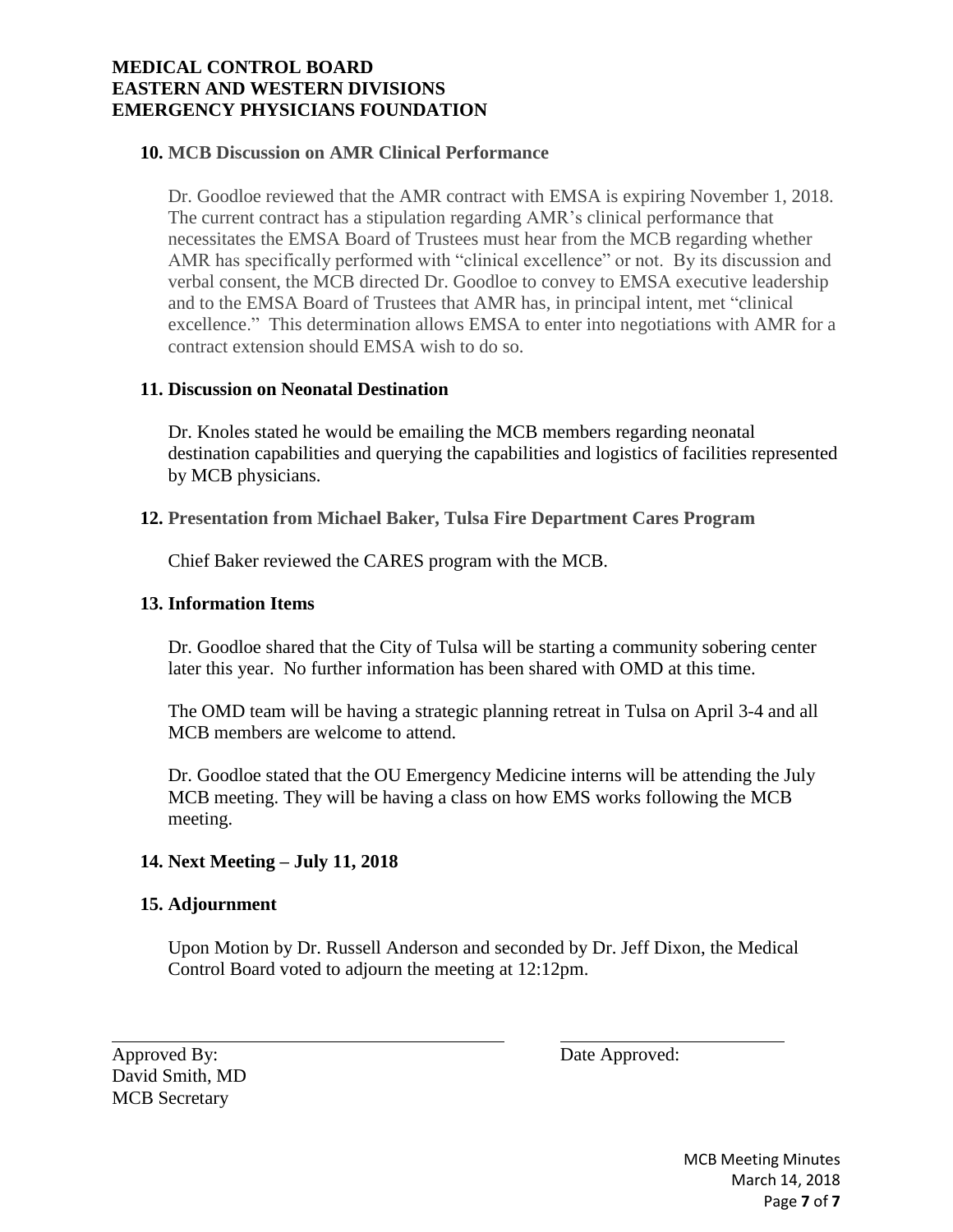**MEDICAL CONTROL BOARD**
**EASTERN AND WESTERN DIVISIONS**
**EMERGENCY PHYSICIANS FOUNDATION**

**10. MCB Discussion on AMR Clinical Performance**

Dr. Goodloe reviewed that the AMR contract with EMSA is expiring November 1, 2018. The current contract has a stipulation regarding AMR's clinical performance that necessitates the EMSA Board of Trustees must hear from the MCB regarding whether AMR has specifically performed with "clinical excellence" or not. By its discussion and verbal consent, the MCB directed Dr. Goodloe to convey to EMSA executive leadership and to the EMSA Board of Trustees that AMR has, in principal intent, met "clinical excellence." This determination allows EMSA to enter into negotiations with AMR for a contract extension should EMSA wish to do so.

**11. Discussion on Neonatal Destination**

Dr. Knoles stated he would be emailing the MCB members regarding neonatal destination capabilities and querying the capabilities and logistics of facilities represented by MCB physicians.

**12. Presentation from Michael Baker, Tulsa Fire Department Cares Program**

Chief Baker reviewed the CARES program with the MCB.

**13. Information Items**

Dr. Goodloe shared that the City of Tulsa will be starting a community sobering center later this year. No further information has been shared with OMD at this time.

The OMD team will be having a strategic planning retreat in Tulsa on April 3-4 and all MCB members are welcome to attend.

Dr. Goodloe stated that the OU Emergency Medicine interns will be attending the July MCB meeting. They will be having a class on how EMS works following the MCB meeting.

**14. Next Meeting – July 11, 2018**

**15. Adjournment**

Upon Motion by Dr. Russell Anderson and seconded by Dr. Jeff Dixon, the Medical Control Board voted to adjourn the meeting at 12:12pm.

Approved By:
David Smith, MD
MCB Secretary

Date Approved: